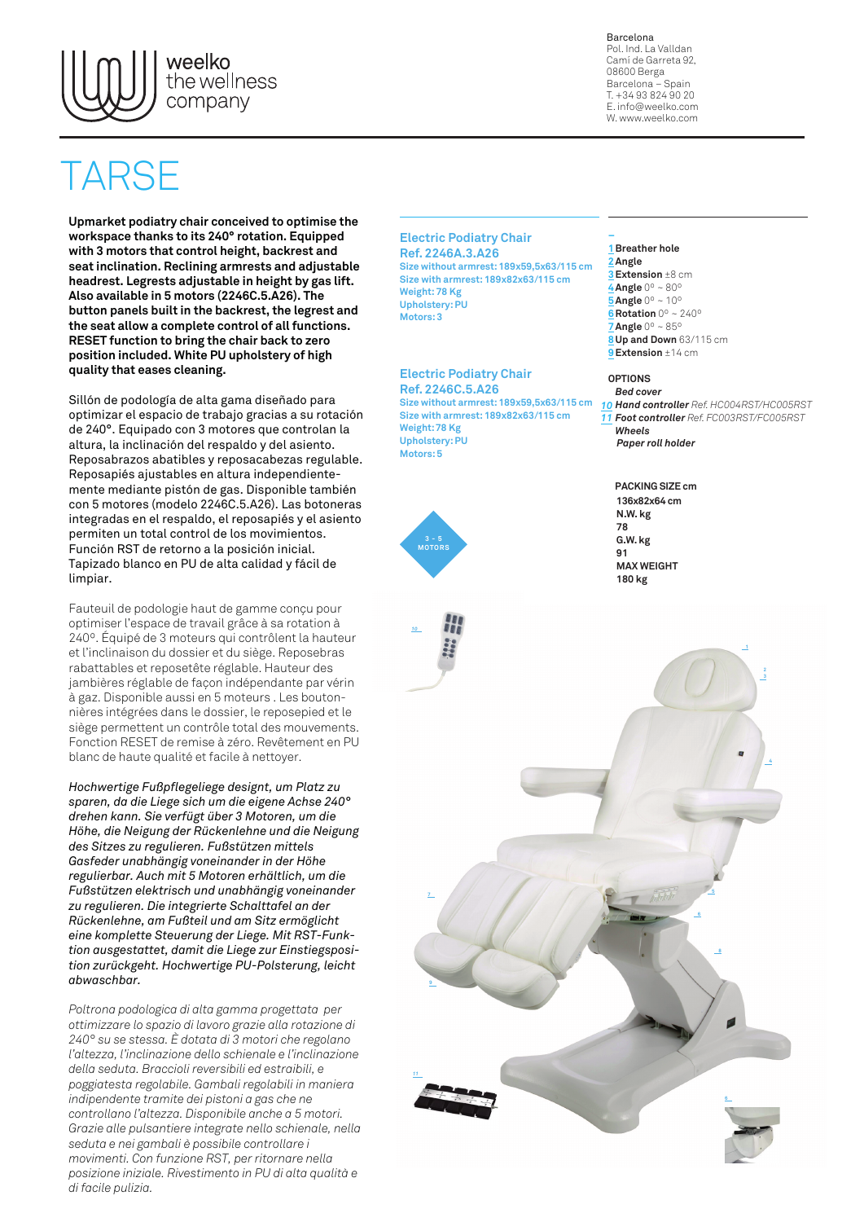weelko
the wellness
company

Barcelona
Pol. Ind. La Valldan
Camí de Garreta 92,
08600 Berga
Barcelona – Spain
T. +34 93 824 90 20
E. info@weelko.com
W. www.weelko.com

# TARSE

**Upmarket podiatry chair conceived to optimise the workspace thanks to its 240° rotation. Equipped with 3 motors that control height, backrest and seat inclination. Reclining armrests and adjustable headrest. Legrests adjustable in height by gas lift. Also available in 5 motors (2246C.5.A26). The button panels built in the backrest, the legrest and the seat allow a complete control of all functions. RESET function to bring the chair back to zero position included. White PU upholstery of high quality that eases cleaning.**

Sillón de podología de alta gama diseñado para optimizar el espacio de trabajo gracias a su rotación de 240°. Equipado con 3 motores que controlan la altura, la inclinación del respaldo y del asiento. Reposabrazos abatibles y reposacabezas regulable. Reposapiés ajustables en altura independientemente mediante pistón de gas. Disponible también con 5 motores (modelo 2246C.5.A26). Las botoneras integradas en el respaldo, el reposapiés y el asiento permiten un total control de los movimientos. Función RST de retorno a la posición inicial. Tapizado blanco en PU de alta calidad y fácil de limpiar.

Fauteuil de podologie haut de gamme conçu pour optimiser l'espace de travail grâce à sa rotation à 240º. Équipé de 3 moteurs qui contrôlent la hauteur et l'inclinaison du dossier et du siège. Reposebras rabattables et reposetête réglable. Hauteur des jambières réglable de façon indépendante par vérin à gaz. Disponible aussi en 5 moteurs . Les boutonnières intégrées dans le dossier, le reposepied et le siège permettent un contrôle total des mouvements. Fonction RESET de remise à zéro. Revêtement en PU blanc de haute qualité et facile à nettoyer.

*Hochwertige Fußpflegeliege designt, um Platz zu sparen, da die Liege sich um die eigene Achse 240° drehen kann. Sie verfügt über 3 Motoren, um die Höhe, die Neigung der Rückenlehne und die Neigung des Sitzes zu regulieren. Fußstützen mittels Gasfeder unabhängig voneinander in der Höhe regulierbar. Auch mit 5 Motoren erhältlich, um die Fußstützen elektrisch und unabhängig voneinander zu regulieren. Die integrierte Schalttafel an der Rückenlehne, am Fußteil und am Sitz ermöglicht eine komplette Steuerung der Liege. Mit RST-Funktion ausgestattet, damit die Liege zur Einstiegsposition zurückgeht. Hochwertige PU-Polsterung, leicht abwaschbar.*

*Poltrona podologica di alta gamma progettata per ottimizzare lo spazio di lavoro grazie alla rotazione di 240° su se stessa. È dotata di 3 motori che regolano l'altezza, l'inclinazione dello schienale e l'inclinazione della seduta. Braccioli reversibili ed estraibili, e poggiatesta regolabile. Gambali regolabili in maniera indipendente tramite dei pistoni a gas che ne controllano l'altezza. Disponibile anche a 5 motori. Grazie alle pulsantiere integrate nello schienale, nella seduta e nei gambali è possibile controllare i movimenti. Con funzione RST, per ritornare nella posizione iniziale. Rivestimento in PU di alta qualità e di facile pulizia.*

## Electric Podiatry Chair
## Ref. 2246A.3.A26

Size without armrest: 189x59,5x63/115 cm
Size with armrest: 189x82x63/115 cm
Weight: 78 Kg
Upholstery: PU
Motors: 3

## Electric Podiatry Chair
## Ref. 2246C.5.A26

Size without armrest: 189x59,5x63/115 cm
Size with armrest: 189x82x63/115 cm
Weight: 78 Kg
Upholstery: PU
Motors: 5

3 - 5 MOTORS

1 **Breather hole**
2 **Angle**
3 **Extension** ±8 cm
4 **Angle** 0° ~ 80°
5 **Angle** 0° ~ 10°
6 **Rotation** 0° ~ 240°
7 **Angle** 0° ~ 85°
8 **Up and Down** 63/115 cm
9 **Extension** ±14 cm

**OPTIONS**
***Bed cover***
10 ***Hand controller*** *Ref. HC004RST/HC005RST*
11 ***Foot controller*** *Ref. FC003RST/FC005RST*
***Wheels***
***Paper roll holder***

**PACKING SIZE cm**
**136x82x64 cm**
**N.W. kg**
**78**
**G.W. kg**
**91**
**MAX WEIGHT**
**180 kg**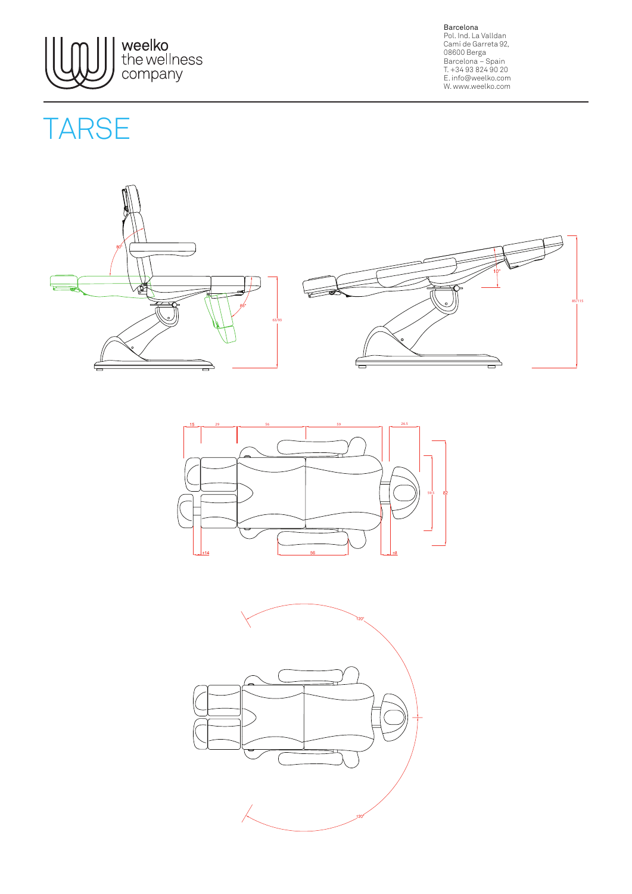weelko
the wellness
company

Barcelona
Pol. Ind. La Valldan
Camí de Garreta 92,
08600 Berga
Barcelona – Spain
T. +34 93 824 90 20
E. info@weelko.com
W. www.weelko.com

# TARSE

80°

65°

63/93

10°

85-115

15
29
56
59
26.5

50.5
82

±14
56
±8

120°

120°